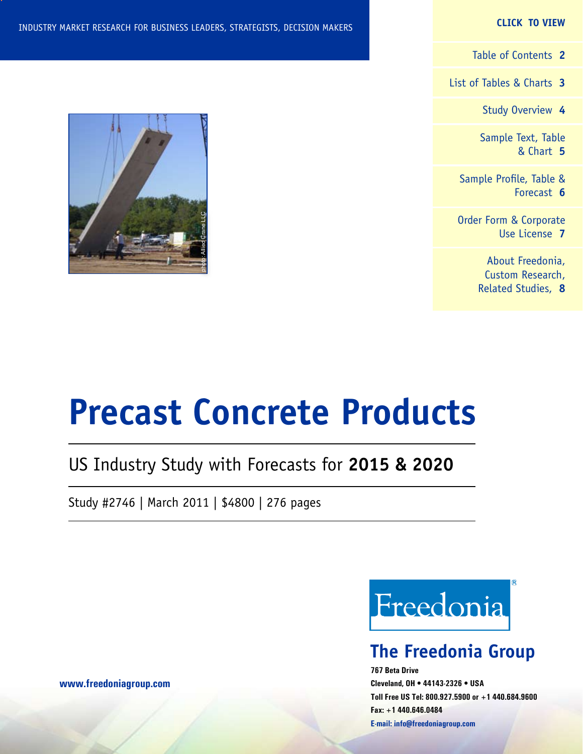INDUSTRY MARKET RESEARCH FOR BUSINESS LEADERS, STRATEGISTS, DECISION MAKERS

**CLICK TO VIEW**

- Table of Contents **2**
- List of Tables & Charts **3**
- Study Overview **4**
- Sample Text, Table & Chart **5**
- Sample Profile, Table & Forecast **6**
- Order Form & Corporate Use License **7**
- About Freedonia, Custom Research, Related Studies, **8**

photo: Allied Crane LLC

# Precast Concrete Products

## US Industry Study with Forecasts for **2015 & 2020**

Study #2746 | March 2011 | $4800 | 276 pages

www.freedoniagroup.com

Freedonia®

**The Freedonia Group**

**767 Beta Drive**
**Cleveland, OH • 44143-2326 • USA**
**Toll Free US Tel: 800.927.5900 or +1 440.684.9600**
**Fax: +1 440.646.0484**
**E-mail: info@freedoniagroup.com**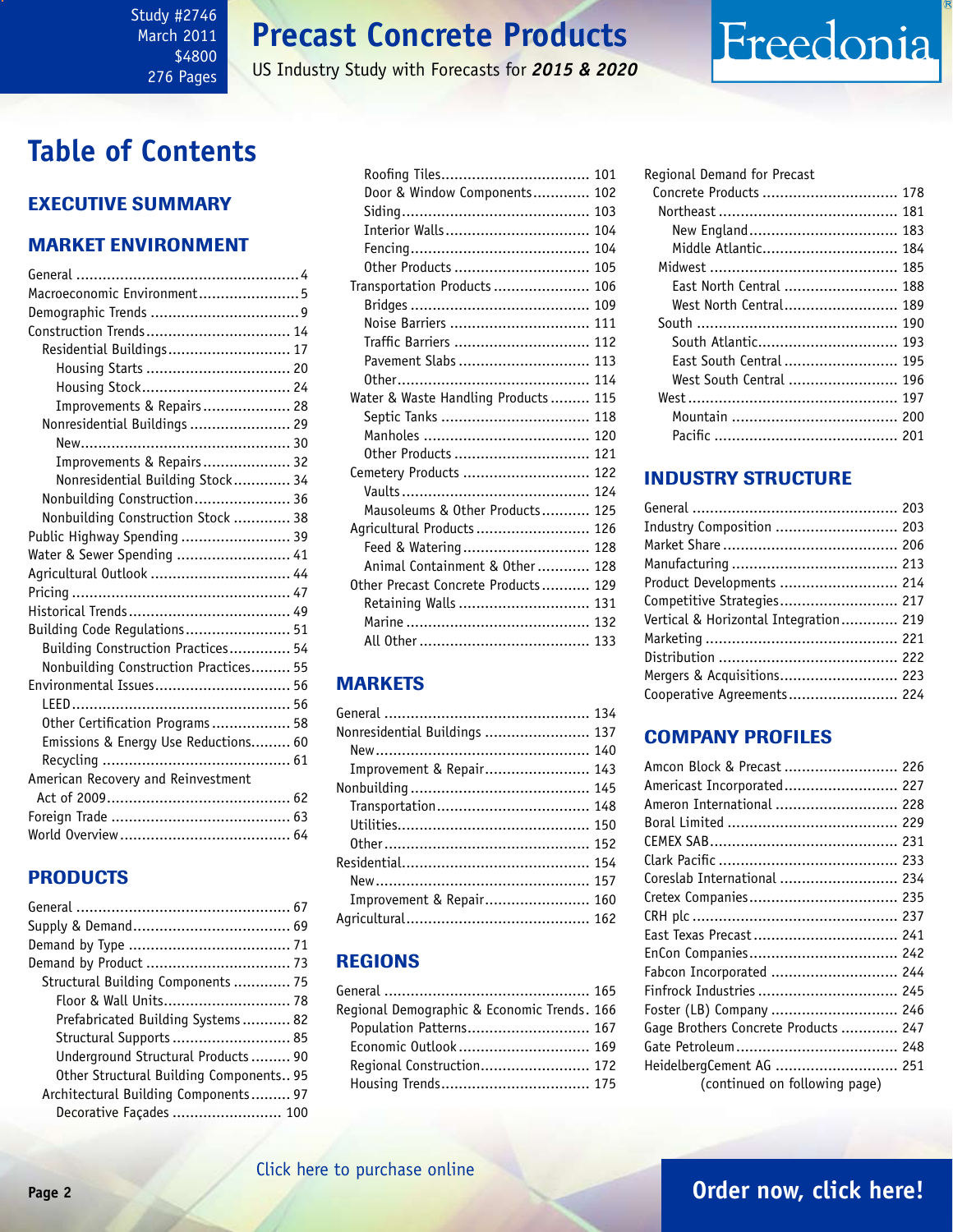Study #2746
March 2011
$4800
276 Pages

# Precast Concrete Products

US Industry Study with Forecasts for *2015 & 2020*

## Table of Contents

### EXECUTIVE SUMMARY

### MARKET ENVIRONMENT

- General .... 4
- Macroeconomic Environment .... 5
- Demographic Trends .... 9
- Construction Trends .... 14
  - Residential Buildings .... 17
    - Housing Starts .... 20
    - Housing Stock .... 24
    - Improvements & Repairs .... 28
  - Nonresidential Buildings .... 29
    - New .... 30
    - Improvements & Repairs .... 32
    - Nonresidential Building Stock .... 34
  - Nonbuilding Construction .... 36
  - Nonbuilding Construction Stock .... 38
- Public Highway Spending .... 39
- Water & Sewer Spending .... 41
- Agricultural Outlook .... 44
- Pricing .... 47
- Historical Trends .... 49
- Building Code Regulations .... 51
  - Building Construction Practices .... 54
  - Nonbuilding Construction Practices .... 55
- Environmental Issues .... 56
  - LEED .... 56
  - Other Certification Programs .... 58
  - Emissions & Energy Use Reductions .... 60
  - Recycling .... 61
- American Recovery and Reinvestment Act of 2009 .... 62
- Foreign Trade .... 63
- World Overview .... 64

### PRODUCTS

- General .... 67
- Supply & Demand .... 69
- Demand by Type .... 71
- Demand by Product .... 73
  - Structural Building Components .... 75
    - Floor & Wall Units .... 78
    - Prefabricated Building Systems .... 82
    - Structural Supports .... 85
    - Underground Structural Products .... 90
    - Other Structural Building Components .... 95
  - Architectural Building Components .... 97
    - Decorative Façades .... 100
    - Roofing Tiles .... 101
    - Door & Window Components .... 102
    - Siding .... 103
    - Interior Walls .... 104
    - Fencing .... 104
    - Other Products .... 105
  - Transportation Products .... 106
    - Bridges .... 109
    - Noise Barriers .... 111
    - Traffic Barriers .... 112
    - Pavement Slabs .... 113
    - Other .... 114
  - Water & Waste Handling Products .... 115
    - Septic Tanks .... 118
    - Manholes .... 120
    - Other Products .... 121
  - Cemetery Products .... 122
    - Vaults .... 124
    - Mausoleums & Other Products .... 125
  - Agricultural Products .... 126
    - Feed & Watering .... 128
    - Animal Containment & Other .... 128
  - Other Precast Concrete Products .... 129
    - Retaining Walls .... 131
    - Marine .... 132
    - All Other .... 133

### MARKETS

- General .... 134
- Nonresidential Buildings .... 137
  - New .... 140
  - Improvement & Repair .... 143
- Nonbuilding .... 145
  - Transportation .... 148
  - Utilities .... 150
  - Other .... 152
- Residential .... 154
  - New .... 157
  - Improvement & Repair .... 160
- Agricultural .... 162

### REGIONS

- General .... 165
- Regional Demographic & Economic Trends .... 166
  - Population Patterns .... 167
  - Economic Outlook .... 169
  - Regional Construction .... 172
  - Housing Trends .... 175
- Regional Demand for Precast Concrete Products .... 178
  - Northeast .... 181
    - New England .... 183
    - Middle Atlantic .... 184
  - Midwest .... 185
    - East North Central .... 188
    - West North Central .... 189
  - South .... 190
    - South Atlantic .... 193
    - East South Central .... 195
    - West South Central .... 196
  - West .... 197
    - Mountain .... 200
    - Pacific .... 201

### INDUSTRY STRUCTURE

- General .... 203
- Industry Composition .... 203
- Market Share .... 206
- Manufacturing .... 213
- Product Developments .... 214
- Competitive Strategies .... 217
- Vertical & Horizontal Integration .... 219
- Marketing .... 221
- Distribution .... 222
- Mergers & Acquisitions .... 223
- Cooperative Agreements .... 224

### COMPANY PROFILES

- Amcon Block & Precast .... 226
- Americast Incorporated .... 227
- Ameron International .... 228
- Boral Limited .... 229
- CEMEX SAB .... 231
- Clark Pacific .... 233
- Coreslab International .... 234
- Cretex Companies .... 235
- CRH plc .... 237
- East Texas Precast .... 241
- EnCon Companies .... 242
- Fabcon Incorporated .... 244
- Finfrock Industries .... 245
- Foster (LB) Company .... 246
- Gage Brothers Concrete Products .... 247
- Gate Petroleum .... 248
- HeidelbergCement AG .... 251

(continued on following page)

Click here to purchase online

Order now, click here!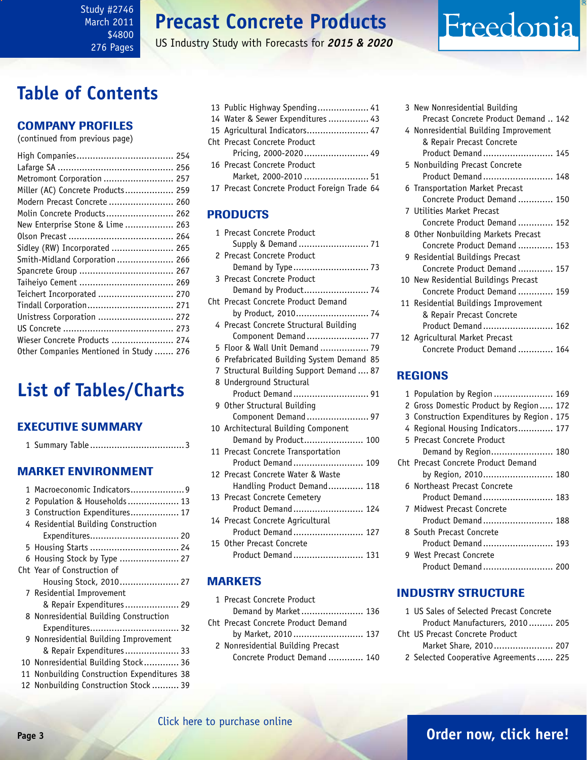Study #2746
March 2011
$4800
276 Pages

# Precast Concrete Products

US Industry Study with Forecasts for ***2015 & 2020***

## Table of Contents

### COMPANY PROFILES

(continued from previous page)

- High Companies.................................... 254
- Lafarge SA ........................................... 256
- Metromont Corporation .......................... 257
- Miller (AC) Concrete Products.................. 259
- Modern Precast Concrete ........................ 260
- Molin Concrete Products......................... 262
- New Enterprise Stone & Lime .................. 263
- Olson Precast ....................................... 264
- Sidley (RW) Incorporated ....................... 265
- Smith-Midland Corporation ..................... 266
- Spancrete Group ................................... 267
- Taiheiyo Cement ................................... 269
- Teichert Incorporated ............................ 270
- Tindall Corporation................................ 271
- Unistress Corporation ............................ 272
- US Concrete ......................................... 273
- Wieser Concrete Products ....................... 274
- Other Companies Mentioned in Study ....... 276

## List of Tables/Charts

### EXECUTIVE SUMMARY

1 Summary Table ...................................3

### MARKET ENVIRONMENT

1 Macroeconomic Indicators....................9
2 Population & Households................... 13
3 Construction Expenditures.................. 17
4 Residential Building Construction Expenditures................................ 20
5 Housing Starts ................................ 24
6 Housing Stock by Type ...................... 27
Cht Year of Construction of Housing Stock, 2010...................... 27
7 Residential Improvement & Repair Expenditures.................... 29
8 Nonresidential Building Construction Expenditures................................ 32
9 Nonresidential Building Improvement & Repair Expenditures.................... 33
10 Nonresidential Building Stock............. 36
11 Nonbuilding Construction Expenditures 38
12 Nonbuilding Construction Stock .......... 39
13 Public Highway Spending................... 41
14 Water & Sewer Expenditures ............... 43
15 Agricultural Indicators....................... 47
Cht Precast Concrete Product Pricing, 2000-2020........................ 49
16 Precast Concrete Product Market, 2000-2010 ........................ 51
17 Precast Concrete Product Foreign Trade 64

### PRODUCTS

1 Precast Concrete Product Supply & Demand .......................... 71
2 Precast Concrete Product Demand by Type............................ 73
3 Precast Concrete Product Demand by Product........................ 74
Cht Precast Concrete Product Demand by Product, 2010........................... 74
4 Precast Concrete Structural Building Component Demand ....................... 77
5 Floor & Wall Unit Demand .................. 79
6 Prefabricated Building System Demand 85
7 Structural Building Support Demand .... 87
8 Underground Structural Product Demand ............................ 91
9 Other Structural Building Component Demand ....................... 97
10 Architectural Building Component Demand by Product...................... 100
11 Precast Concrete Transportation Product Demand .......................... 109
12 Precast Concrete Water & Waste Handling Product Demand............. 118
13 Precast Concrete Cemetery Product Demand .......................... 124
14 Precast Concrete Agricultural Product Demand .......................... 127
15 Other Precast Concrete Product Demand .......................... 131

### MARKETS

1 Precast Concrete Product Demand by Market ....................... 136
Cht Precast Concrete Product Demand by Market, 2010 .......................... 137
2 Nonresidential Building Precast Concrete Product Demand ............. 140
3 New Nonresidential Building Precast Concrete Product Demand .. 142
4 Nonresidential Building Improvement & Repair Precast Concrete Product Demand .......................... 145
5 Nonbuilding Precast Concrete Product Demand .......................... 148
6 Transportation Market Precast Concrete Product Demand ............. 150
7 Utilities Market Precast Concrete Product Demand ............. 152
8 Other Nonbuilding Markets Precast Concrete Product Demand ............. 153
9 Residential Buildings Precast Concrete Product Demand ............. 157
10 New Residential Buildings Precast Concrete Product Demand ............. 159
11 Residential Buildings Improvement & Repair Precast Concrete Product Demand .......................... 162
12 Agricultural Market Precast Concrete Product Demand ............. 164

### REGIONS

1 Population by Region ...................... 169
2 Gross Domestic Product by Region ..... 172
3 Construction Expenditures by Region . 175
4 Regional Housing Indicators............. 177
5 Precast Concrete Product Demand by Region....................... 180
Cht Precast Concrete Product Demand by Region, 2010.......................... 180
6 Northeast Precast Concrete Product Demand .......................... 183
7 Midwest Precast Concrete Product Demand .......................... 188
8 South Precast Concrete Product Demand .......................... 193
9 West Precast Concrete Product Demand .......................... 200

### INDUSTRY STRUCTURE

1 US Sales of Selected Precast Concrete Product Manufacturers, 2010 ......... 205
Cht US Precast Concrete Product Market Share, 2010...................... 207
2 Selected Cooperative Agreements...... 225

Click here to purchase online

**Order now, click here!**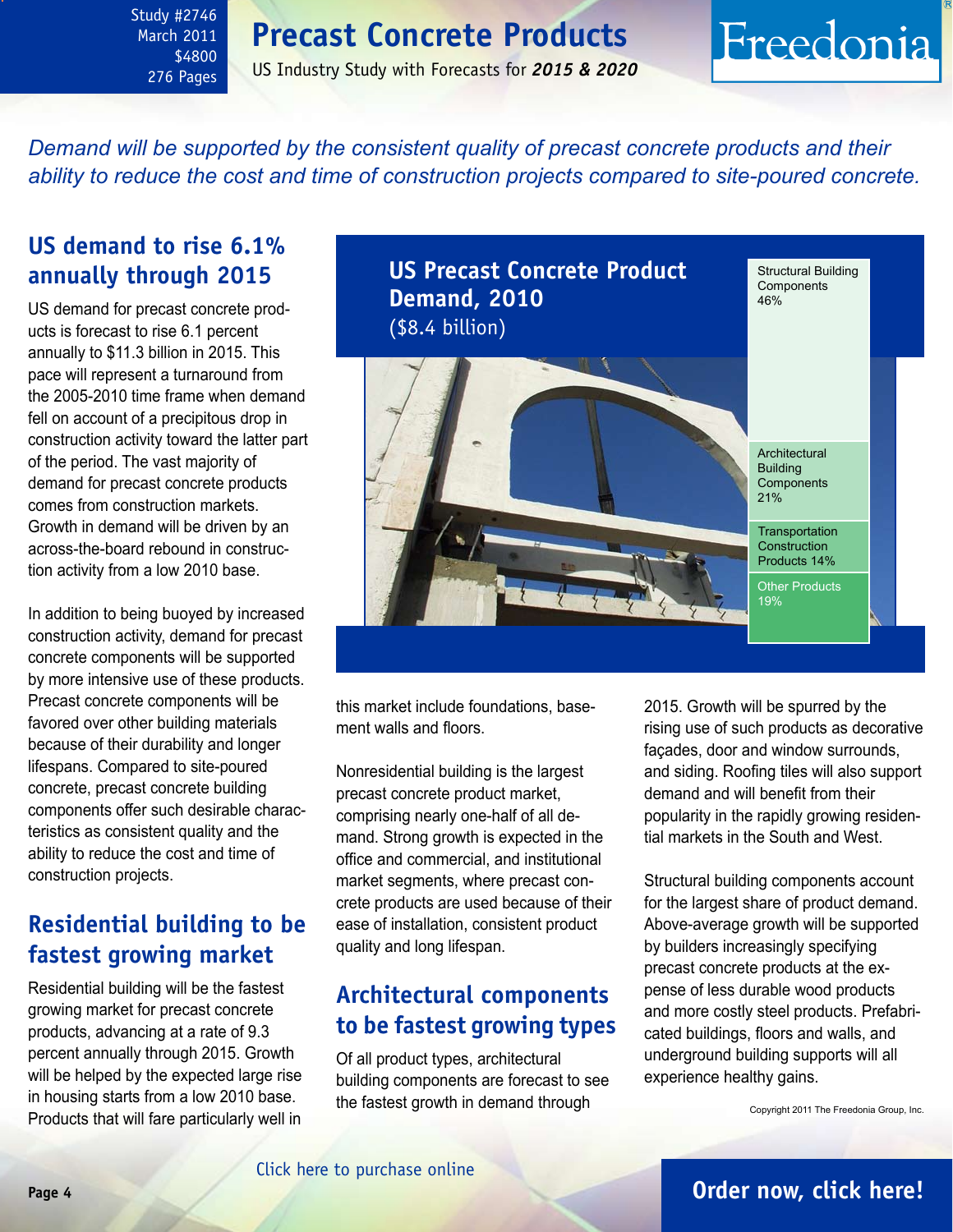Study #2746
March 2011
$4800
276 Pages

# Precast Concrete Products

US Industry Study with Forecasts for ***2015 & 2020***

*Demand will be supported by the consistent quality of precast concrete products and their ability to reduce the cost and time of construction projects compared to site-poured concrete.*

## US demand to rise 6.1% annually through 2015

US demand for precast concrete products is forecast to rise 6.1 percent annually to $11.3 billion in 2015. This pace will represent a turnaround from the 2005-2010 time frame when demand fell on account of a precipitous drop in construction activity toward the latter part of the period. The vast majority of demand for precast concrete products comes from construction markets. Growth in demand will be driven by an across-the-board rebound in construction activity from a low 2010 base.

In addition to being buoyed by increased construction activity, demand for precast concrete components will be supported by more intensive use of these products. Precast concrete components will be favored over other building materials because of their durability and longer lifespans. Compared to site-poured concrete, precast concrete building components offer such desirable characteristics as consistent quality and the ability to reduce the cost and time of construction projects.

## Residential building to be fastest growing market

Residential building will be the fastest growing market for precast concrete products, advancing at a rate of 9.3 percent annually through 2015. Growth will be helped by the expected large rise in housing starts from a low 2010 base. Products that will fare particularly well in this market include foundations, basement walls and floors.

Nonresidential building is the largest precast concrete product market, comprising nearly one-half of all demand. Strong growth is expected in the office and commercial, and institutional market segments, where precast concrete products are used because of their ease of installation, consistent product quality and long lifespan.

**US Precast Concrete Product Demand, 2010**
($8.4 billion)

| Product | Share |
|---|---|
| Structural Building Components | 46% |
| Architectural Building Components | 21% |
| Transportation Construction Products | 14% |
| Other Products | 19% |

## Architectural components to be fastest growing types

Of all product types, architectural building components are forecast to see the fastest growth in demand through 2015. Growth will be spurred by the rising use of such products as decorative façades, door and window surrounds, and siding. Roofing tiles will also support demand and will benefit from their popularity in the rapidly growing residential markets in the South and West.

Structural building components account for the largest share of product demand. Above-average growth will be supported by builders increasingly specifying precast concrete products at the expense of less durable wood products and more costly steel products. Prefabricated buildings, floors and walls, and underground building supports will all experience healthy gains.

Copyright 2011 The Freedonia Group, Inc.

Click here to purchase online

**Order now, click here!**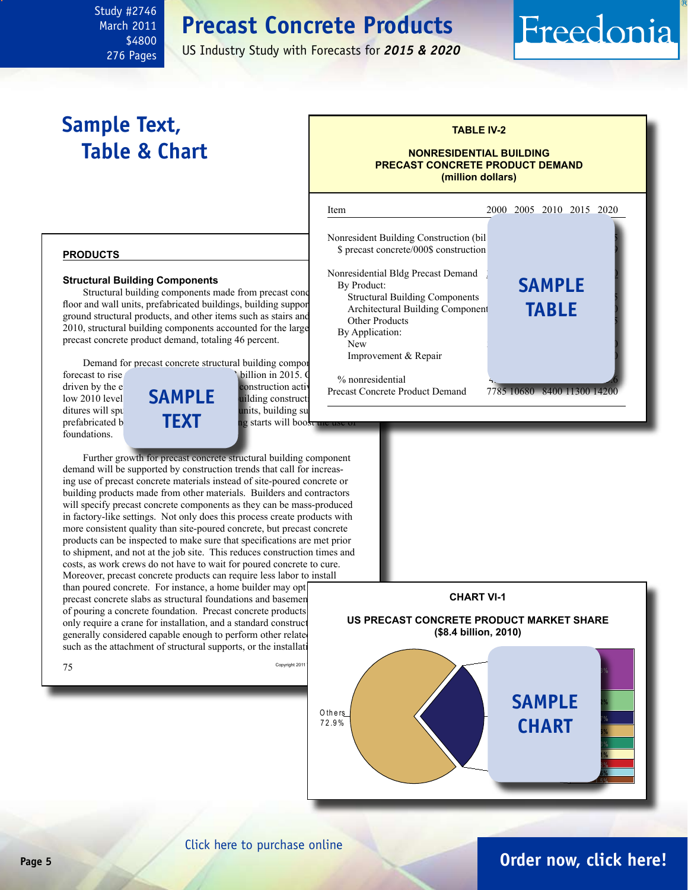Study #2746
March 2011
$4800
276 Pages

# Precast Concrete Products

US Industry Study with Forecasts for ***2015 & 2020***

## Sample Text, Table & Chart

**TABLE IV-2**

**NONRESIDENTIAL BUILDING PRECAST CONCRETE PRODUCT DEMAND (million dollars)**

| Item | 2000 | 2005 | 2010 | 2015 | 2020 |
|---|---|---|---|---|---|
| Nonresident Building Construction (bil | | | | | |
| $ precast concrete/000$ construction | | | | | |
| Nonresidential Bldg Precast Demand | | | | | |
| By Product: | | | | | |
| Structural Building Components | | | | | |
| Architectural Building Component | | | | | |
| Other Products | | | | | |
| By Application: | | | | | |
| New | | | | | |
| Improvement & Repair | | | | | |
| % nonresidential | | | | | |
| Precast Concrete Product Demand | 7785 | 10680 | 8400 | 11300 | 14200 |

SAMPLE TABLE

### PRODUCTS

#### Structural Building Components

Structural building components made from precast conc floor and wall units, prefabricated buildings, building suppor ground structural products, and other items such as stairs and 2010, structural building components accounted for the large precast concrete product demand, totaling 46 percent.

Demand for precast concrete structural building compor forecast to rise ... billion in 2015. ... driven by the e... construction activ... low 2010 level... uilding construct... ditures will sp... units, building su... prefabricated b... ng starts will boost the use of foundations.

SAMPLE TEXT

Further growth for precast concrete structural building component demand will be supported by construction trends that call for increasing use of precast concrete materials instead of site-poured concrete or building products made from other materials. Builders and contractors will specify precast concrete components as they can be mass-produced in factory-like settings. Not only does this process create products with more consistent quality than site-poured concrete, but precast concrete products can be inspected to make sure that specifications are met prior to shipment, and not at the job site. This reduces construction times and costs, as work crews do not have to wait for poured concrete to cure. Moreover, precast concrete products can require less labor to install than poured concrete. For instance, a home builder may opt precast concrete slabs as structural foundations and basemen of pouring a concrete foundation. Precast concrete products only require a crane for installation, and a standard construct generally considered capable enough to perform other relate such as the attachment of structural supports, or the installati

75

Copyright 2011

**CHART VI-1**

**US PRECAST CONCRETE PRODUCT MARKET SHARE ($8.4 billion, 2010)**

Others 72.9%

SAMPLE CHART

Click here to purchase online

Order now, click here!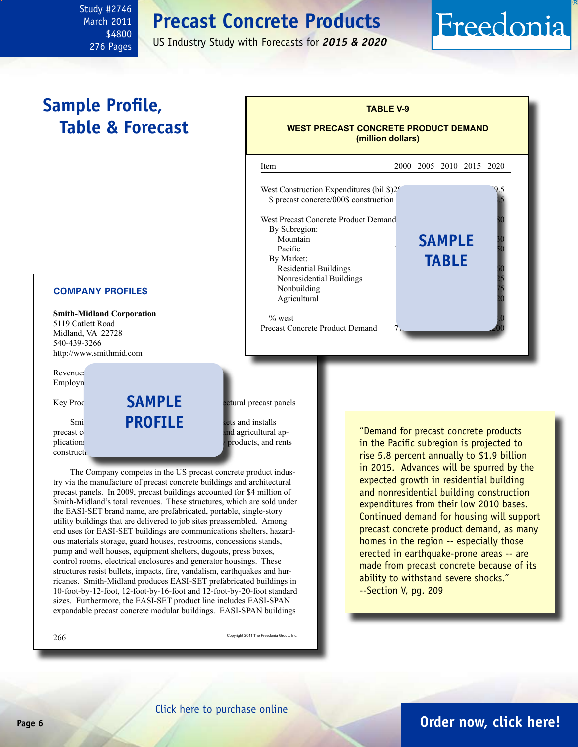Study #2746
March 2011
$4800
276 Pages

# Precast Concrete Products

US Industry Study with Forecasts for ***2015 & 2020***

## Sample Profile, Table & Forecast

**TABLE V-9**

**WEST PRECAST CONCRETE PRODUCT DEMAND (million dollars)**

| Item | 2000 | 2005 | 2010 | 2015 | 2020 |
|---|---|---|---|---|---|
| West Construction Expenditures (bil $) | 2 | | | | 9.5 |
| $ precast concrete/000$ construction | | | | | .5 |
| | | | | | |
| West Precast Concrete Product Demand | | | | | 80 |
| By Subregion: | | | | | |
| Mountain | | | | | 30 |
| Pacific | | | | | 50 |
| By Market: | | | | | |
| Residential Buildings | | | | | 60 |
| Nonresidential Buildings | | | | | 25 |
| Nonbuilding | | | | | 75 |
| Agricultural | | | | | 20 |
| | | | | | |
| % west | | | | | .0 |
| Precast Concrete Product Demand | 7 | | | | 200 |

SAMPLE TABLE

### COMPANY PROFILES

**Smith-Midland Corporation**
5119 Catlett Road
Midland, VA 22728
540-439-3266
http://www.smithmid.com

Revenue
Employn

Key Proc ... ectural precast panels

Smi ... ets and installs precast c ... nd agricultural applications ... products, and rents constructi

SAMPLE PROFILE

The Company competes in the US precast concrete product industry via the manufacture of precast concrete buildings and architectural precast panels. In 2009, precast buildings accounted for $4 million of Smith-Midland's total revenues. These structures, which are sold under the EASI-SET brand name, are prefabricated, portable, single-story utility buildings that are delivered to job sites preassembled. Among end uses for EASI-SET buildings are communications shelters, hazardous materials storage, guard houses, restrooms, concessions stands, pump and well houses, equipment shelters, dugouts, press boxes, control rooms, electrical enclosures and generator housings. These structures resist bullets, impacts, fire, vandalism, earthquakes and hurricanes. Smith-Midland produces EASI-SET prefabricated buildings in 10-foot-by-12-foot, 12-foot-by-16-foot and 12-foot-by-20-foot standard sizes. Furthermore, the EASI-SET product line includes EASI-SPAN expandable precast concrete modular buildings. EASI-SPAN buildings

Copyright 2011 The Freedonia Group, Inc.

"Demand for precast concrete products in the Pacific subregion is projected to rise 5.8 percent annually to $1.9 billion in 2015. Advances will be spurred by the expected growth in residential building and nonresidential building construction expenditures from their low 2010 bases. Continued demand for housing will support precast concrete product demand, as many homes in the region -- especially those erected in earthquake-prone areas -- are made from precast concrete because of its ability to withstand severe shocks."
--Section V, pg. 209

Click here to purchase online

**Order now, click here!**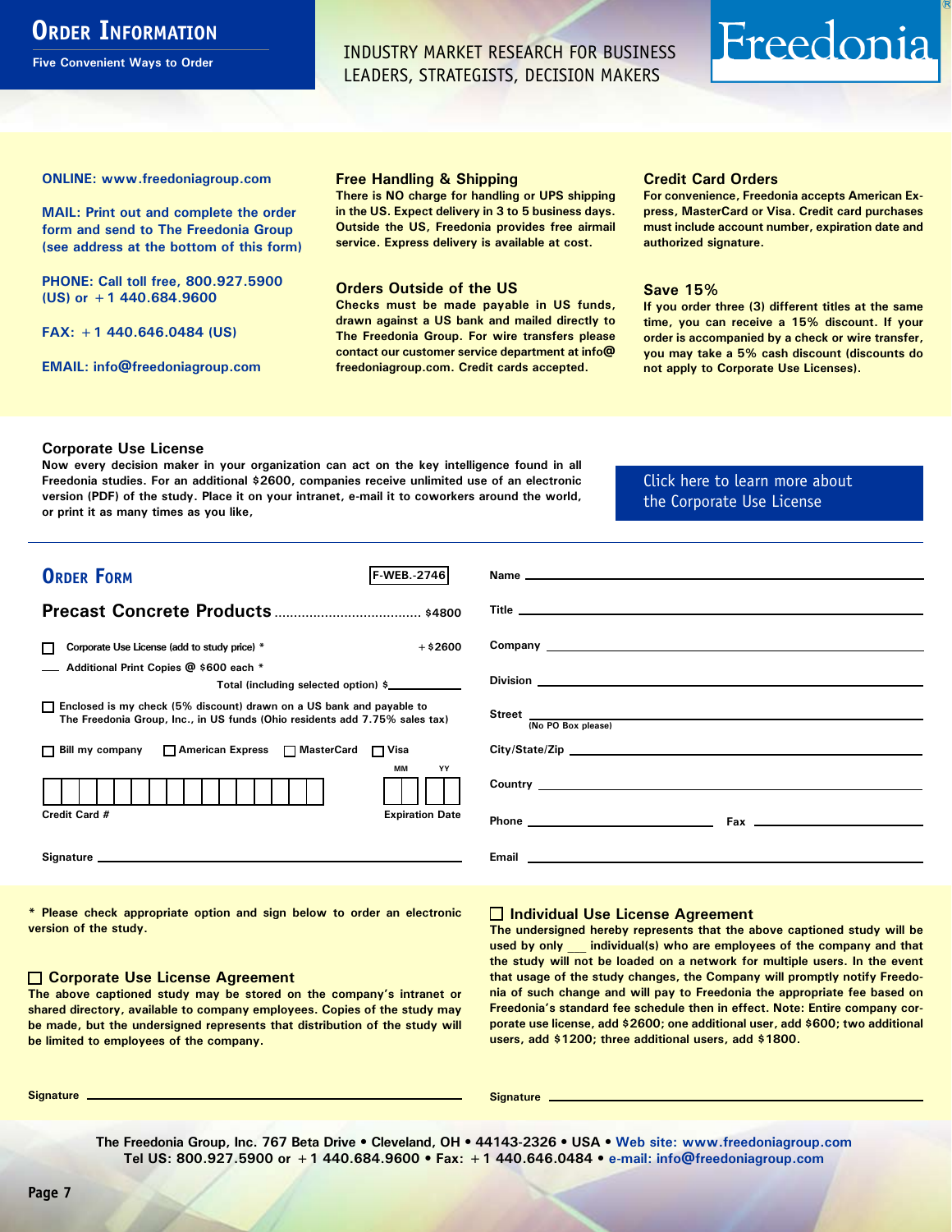# Order Information

**Five Convenient Ways to Order**

INDUSTRY MARKET RESEARCH FOR BUSINESS LEADERS, STRATEGISTS, DECISION MAKERS

Freedonia®

**ONLINE: www.freedoniagroup.com**

**MAIL: Print out and complete the order form and send to The Freedonia Group (see address at the bottom of this form)**

**PHONE: Call toll free, 800.927.5900 (US) or +1 440.684.9600**

**FAX: +1 440.646.0484 (US)**

**EMAIL: info@freedoniagroup.com**

### Free Handling & Shipping

There is NO charge for handling or UPS shipping in the US. Expect delivery in 3 to 5 business days. Outside the US, Freedonia provides free airmail service. Express delivery is available at cost.

### Orders Outside of the US

Checks must be made payable in US funds, drawn against a US bank and mailed directly to The Freedonia Group. For wire transfers please contact our customer service department at info@freedoniagroup.com. Credit cards accepted.

### Credit Card Orders

For convenience, Freedonia accepts American Express, MasterCard or Visa. Credit card purchases must include account number, expiration date and authorized signature.

### Save 15%

If you order three (3) different titles at the same time, you can receive a 15% discount. If your order is accompanied by a check or wire transfer, you may take a 5% cash discount (discounts do not apply to Corporate Use Licenses).

### Corporate Use License

Now every decision maker in your organization can act on the key intelligence found in all Freedonia studies. For an additional $2600, companies receive unlimited use of an electronic version (PDF) of the study. Place it on your intranet, e-mail it to coworkers around the world, or print it as many times as you like,

Click here to learn more about the Corporate Use License

## Order Form

F-WEB.-2746

**Precast Concrete Products** ..................................... $4800

☐ Corporate Use License (add to study price) * +$2600

___ Additional Print Copies @ $600 each *

Total (including selected option) $__________

☐ Enclosed is my check (5% discount) drawn on a US bank and payable to The Freedonia Group, Inc., in US funds (Ohio residents add 7.75% sales tax)

☐ Bill my company ☐ American Express ☐ MasterCard ☐ Visa

Credit Card # ____________________ Expiration Date MM __ YY __

Signature ____________________

Name ____________________

Title ____________________

Company ____________________

Division ____________________

Street ____________________ (No PO Box please)

City/State/Zip ____________________

Country ____________________

Phone ____________________ Fax ____________________

Email ____________________

\* Please check appropriate option and sign below to order an electronic version of the study.

### ☐ Corporate Use License Agreement

The above captioned study may be stored on the company's intranet or shared directory, available to company employees. Copies of the study may be made, but the undersigned represents that distribution of the study will be limited to employees of the company.

Signature ____________________

### ☐ Individual Use License Agreement

The undersigned hereby represents that the above captioned study will be used by only ___ individual(s) who are employees of the company and that the study will not be loaded on a network for multiple users. In the event that usage of the study changes, the Company will promptly notify Freedonia of such change and will pay to Freedonia the appropriate fee based on Freedonia's standard fee schedule then in effect. Note: Entire company corporate use license, add $2600; one additional user, add $600; two additional users, add $1200; three additional users, add $1800.

Signature ____________________

**The Freedonia Group, Inc. 767 Beta Drive • Cleveland, OH • 44143-2326 • USA • Web site: www.freedoniagroup.com**
**Tel US: 800.927.5900 or +1 440.684.9600 • Fax: +1 440.646.0484 • e-mail: info@freedoniagroup.com**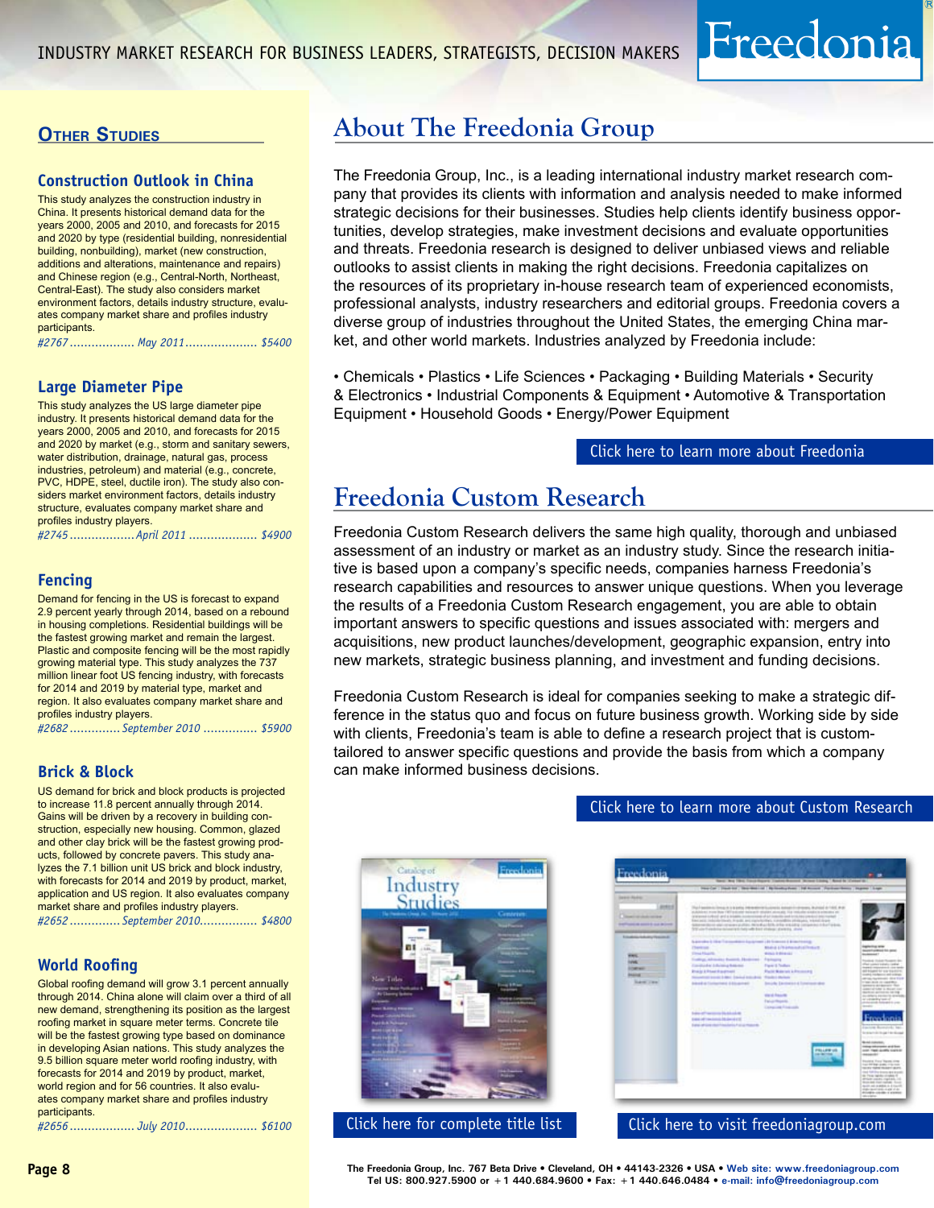## Other Studies

### Construction Outlook in China

This study analyzes the construction industry in China. It presents historical demand data for the years 2000, 2005 and 2010, and forecasts for 2015 and 2020 by type (residential building, nonresidential building, nonbuilding), market (new construction, additions and alterations, maintenance and repairs) and Chinese region (e.g., Central-North, Northeast, Central-East). The study also considers market environment factors, details industry structure, evaluates company market share and profiles industry participants.

*#2767 .................. May 2011 .................... $5400*

### Large Diameter Pipe

This study analyzes the US large diameter pipe industry. It presents historical demand data for the years 2000, 2005 and 2010, and forecasts for 2015 and 2020 by market (e.g., storm and sanitary sewers, water distribution, drainage, natural gas, process industries, petroleum) and material (e.g., concrete, PVC, HDPE, steel, ductile iron). The study also considers market environment factors, details industry structure, evaluates company market share and profiles industry players.

*#2745 .................. April 2011 ................... $4900*

### Fencing

Demand for fencing in the US is forecast to expand 2.9 percent yearly through 2014, based on a rebound in housing completions. Residential buildings will be the fastest growing market and remain the largest. Plastic and composite fencing will be the most rapidly growing material type. This study analyzes the 737 million linear foot US fencing industry, with forecasts for 2014 and 2019 by material type, market and region. It also evaluates company market share and profiles industry players.

*#2682 ............. September 2010 ............... $5900*

### Brick & Block

US demand for brick and block products is projected to increase 11.8 percent annually through 2014. Gains will be driven by a recovery in building construction, especially new housing. Common, glazed and other clay brick will be the fastest growing products, followed by concrete pavers. This study analyzes the 7.1 billion unit US brick and block industry, with forecasts for 2014 and 2019 by product, market, application and US region. It also evaluates company market share and profiles industry players.

*#2652 ............. September 2010................ $4800*

### World Roofing

Global roofing demand will grow 3.1 percent annually through 2014. China alone will claim over a third of all new demand, strengthening its position as the largest roofing market in square meter terms. Concrete tile will be the fastest growing type based on dominance in developing Asian nations. This study analyzes the 9.5 billion square meter world roofing industry, with forecasts for 2014 and 2019 by product, market, world region and for 56 countries. It also evaluates company market share and profiles industry participants.

*#2656 .................. July 2010.................... $6100*

## About The Freedonia Group

The Freedonia Group, Inc., is a leading international industry market research company that provides its clients with information and analysis needed to make informed strategic decisions for their businesses. Studies help clients identify business opportunities, develop strategies, make investment decisions and evaluate opportunities and threats. Freedonia research is designed to deliver unbiased views and reliable outlooks to assist clients in making the right decisions. Freedonia capitalizes on the resources of its proprietary in-house research team of experienced economists, professional analysts, industry researchers and editorial groups. Freedonia covers a diverse group of industries throughout the United States, the emerging China market, and other world markets. Industries analyzed by Freedonia include:

• Chemicals • Plastics • Life Sciences • Packaging • Building Materials • Security & Electronics • Industrial Components & Equipment • Automotive & Transportation Equipment • Household Goods • Energy/Power Equipment

Click here to learn more about Freedonia

## Freedonia Custom Research

Freedonia Custom Research delivers the same high quality, thorough and unbiased assessment of an industry or market as an industry study. Since the research initiative is based upon a company's specific needs, companies harness Freedonia's research capabilities and resources to answer unique questions. When you leverage the results of a Freedonia Custom Research engagement, you are able to obtain important answers to specific questions and issues associated with: mergers and acquisitions, new product launches/development, geographic expansion, entry into new markets, strategic business planning, and investment and funding decisions.

Freedonia Custom Research is ideal for companies seeking to make a strategic difference in the status quo and focus on future business growth. Working side by side with clients, Freedonia's team is able to define a research project that is custom-tailored to answer specific questions and provide the basis from which a company can make informed business decisions.

Click here to learn more about Custom Research

Click here for complete title list

Click here to visit freedoniagroup.com

**The Freedonia Group, Inc. 767 Beta Drive • Cleveland, OH • 44143-2326 • USA • Web site: www.freedoniagroup.com**
**Tel US: 800.927.5900 or +1 440.684.9600 • Fax: +1 440.646.0484 • e-mail: info@freedoniagroup.com**